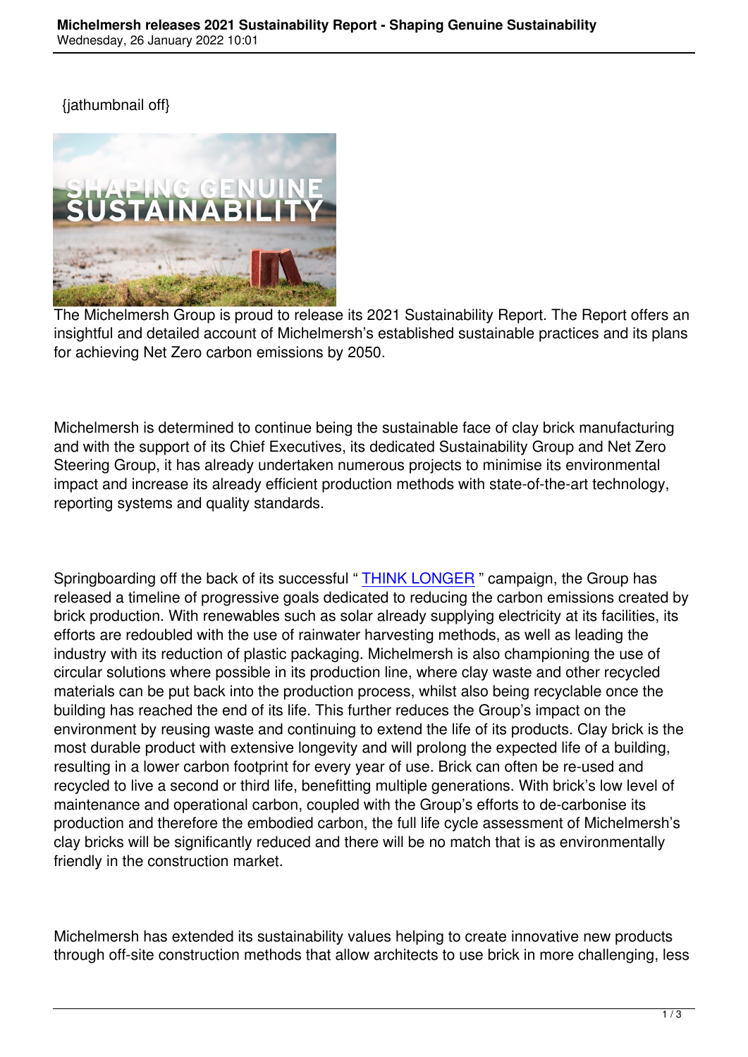{jathumbnail off}

The Michelmersh Group is proud to release its 2021 Sustainability Report. The Report offers an insightful and detailed account of Michelmersh's established sustainable practices and its plans for achieving Net Zero carbon emissions by 2050.

Michelmersh is determined to continue being the sustainable face of clay brick manufacturing and with the support of its Chief Executives, its dedicated Sustainability Group and Net Zero Steering Group, it has already undertaken numerous projects to minimise its environmental impact and increase its already efficient production methods with state-of-the-art technology, reporting systems and quality standards.

Springboarding off the back of its successful " THINK LONGER " campaign, the Group has released a timeline of progressive goals dedicated to reducing the carbon emissions created by brick production. With renewables such as solar already supplying electricity at its facilities, its efforts are redoubled with the use of rainwater harvesting methods, as well as leading the industry with its reduction of plastic packaging. Michelmersh is also championing the use of circular solutions where possible in its production line, where clay waste and other recycled materials can be put back into the production process, whilst also being recyclable once the building has reached the end of its life. This further reduces the Group's impact on the environment by reusing waste and continuing to extend the life of its products. Clay brick is the most durable product with extensive longevity and will prolong the expected life of a building, resulting in a lower carbon footprint for every year of use. Brick can often be re-used and recycled to live a second or third life, benefitting multiple generations. With brick's low level of maintenance and operational carbon, coupled with the Group's efforts to de-carbonise its production and therefore the embodied carbon, the full life cycle assessment of Michelmersh's clay bricks will be significantly reduced and there will be no match that is as environmentally friendly in the construction market.

Michelmersh has extended its sustainability values helping to create innovative new products through off-site construction methods that allow architects to use brick in more challenging, less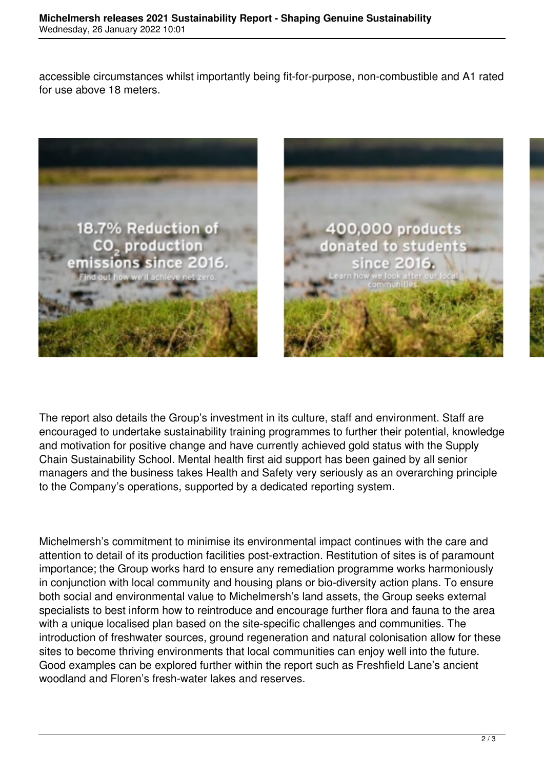accessible circumstances whilst importantly being fit-for-purpose, non-combustible and A1 rated for use above 18 meters.

18.7% Reduction of $CO_2$ production emissions since 2016.
Find out how we'll achieve net zero.

400,000 products donated to students since 2016.
Learn how we look after our local communities

The report also details the Group's investment in its culture, staff and environment. Staff are encouraged to undertake sustainability training programmes to further their potential, knowledge and motivation for positive change and have currently achieved gold status with the Supply Chain Sustainability School. Mental health first aid support has been gained by all senior managers and the business takes Health and Safety very seriously as an overarching principle to the Company's operations, supported by a dedicated reporting system.

Michelmersh's commitment to minimise its environmental impact continues with the care and attention to detail of its production facilities post-extraction. Restitution of sites is of paramount importance; the Group works hard to ensure any remediation programme works harmoniously in conjunction with local community and housing plans or bio-diversity action plans. To ensure both social and environmental value to Michelmersh's land assets, the Group seeks external specialists to best inform how to reintroduce and encourage further flora and fauna to the area with a unique localised plan based on the site-specific challenges and communities. The introduction of freshwater sources, ground regeneration and natural colonisation allow for these sites to become thriving environments that local communities can enjoy well into the future. Good examples can be explored further within the report such as Freshfield Lane's ancient woodland and Floren's fresh-water lakes and reserves.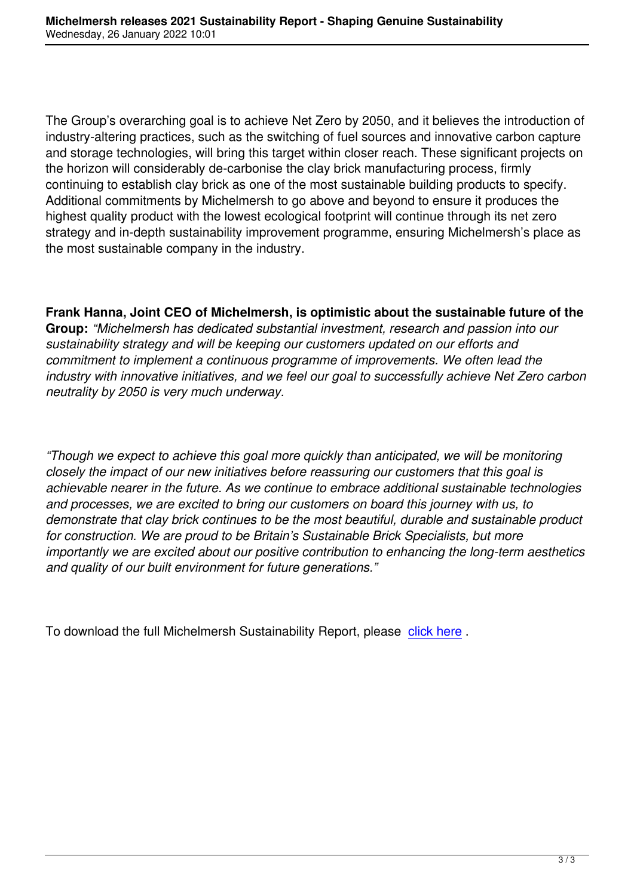The Group's overarching goal is to achieve Net Zero by 2050, and it believes the introduction of industry-altering practices, such as the switching of fuel sources and innovative carbon capture and storage technologies, will bring this target within closer reach. These significant projects on the horizon will considerably de-carbonise the clay brick manufacturing process, firmly continuing to establish clay brick as one of the most sustainable building products to specify. Additional commitments by Michelmersh to go above and beyond to ensure it produces the highest quality product with the lowest ecological footprint will continue through its net zero strategy and in-depth sustainability improvement programme, ensuring Michelmersh's place as the most sustainable company in the industry.

**Frank Hanna, Joint CEO of Michelmersh, is optimistic about the sustainable future of the Group:** *"Michelmersh has dedicated substantial investment, research and passion into our sustainability strategy and will be keeping our customers updated on our efforts and commitment to implement a continuous programme of improvements. We often lead the industry with innovative initiatives, and we feel our goal to successfully achieve Net Zero carbon neutrality by 2050 is very much underway.*

*"Though we expect to achieve this goal more quickly than anticipated, we will be monitoring closely the impact of our new initiatives before reassuring our customers that this goal is achievable nearer in the future. As we continue to embrace additional sustainable technologies and processes, we are excited to bring our customers on board this journey with us, to demonstrate that clay brick continues to be the most beautiful, durable and sustainable product for construction. We are proud to be Britain's Sustainable Brick Specialists, but more importantly we are excited about our positive contribution to enhancing the long-term aesthetics and quality of our built environment for future generations."*

To download the full Michelmersh Sustainability Report, please click here .